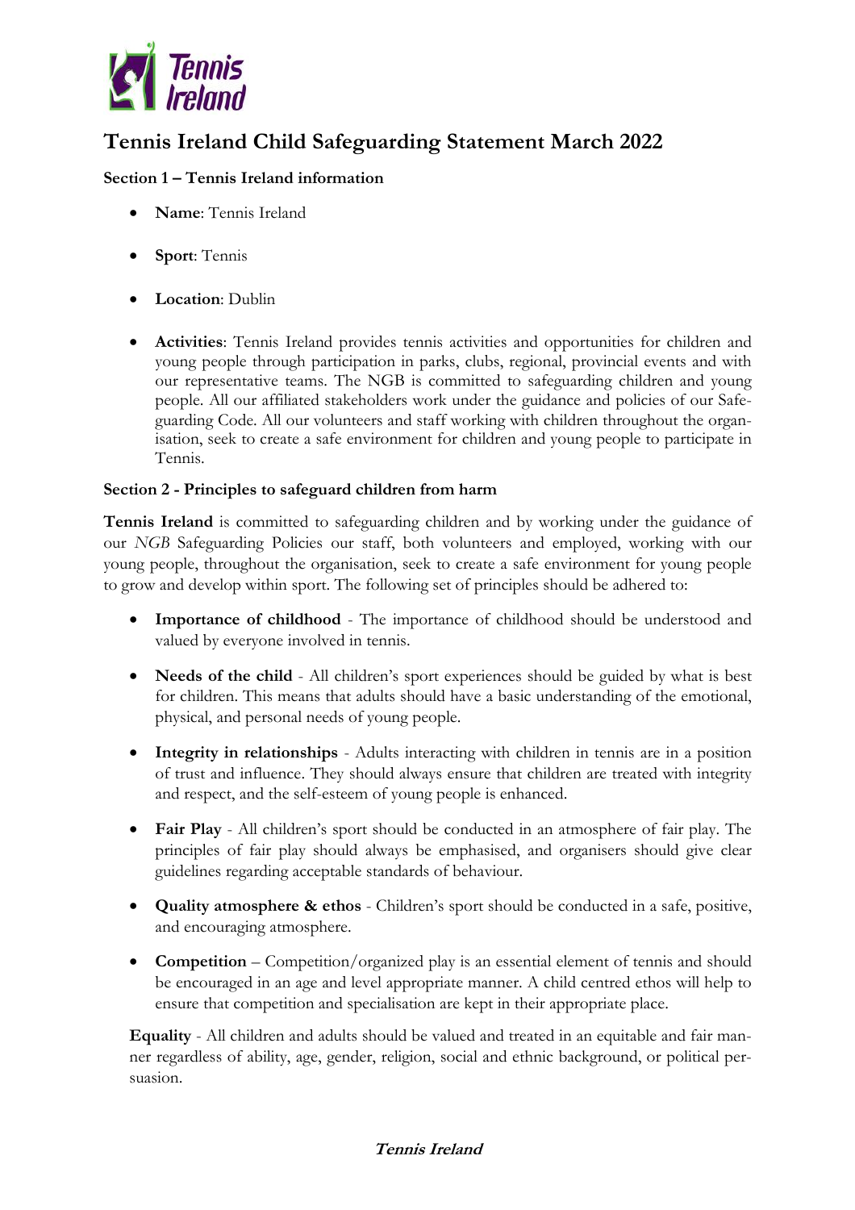# Tennis Ireland Child Safeguarding Statement March 2022

**Section 1 – Tennis Ireland information**

- **Name**: Tennis Ireland
- **Sport**: Tennis
- **Location**: Dublin
- **Activities**: Tennis Ireland provides tennis activities and opportunities for children and young people through participation in parks, clubs, regional, provincial events and with our representative teams. The NGB is committed to safeguarding children and young people. All our affiliated stakeholders work under the guidance and policies of our Safeguarding Code. All our volunteers and staff working with children throughout the organisation, seek to create a safe environment for children and young people to participate in Tennis.

**Section 2 - Principles to safeguard children from harm**

**Tennis Ireland** is committed to safeguarding children and by working under the guidance of our *NGB* Safeguarding Policies our staff, both volunteers and employed, working with our young people, throughout the organisation, seek to create a safe environment for young people to grow and develop within sport. The following set of principles should be adhered to:

- **Importance of childhood** - The importance of childhood should be understood and valued by everyone involved in tennis.
- **Needs of the child** - All children's sport experiences should be guided by what is best for children. This means that adults should have a basic understanding of the emotional, physical, and personal needs of young people.
- **Integrity in relationships** - Adults interacting with children in tennis are in a position of trust and influence. They should always ensure that children are treated with integrity and respect, and the self-esteem of young people is enhanced.
- **Fair Play** - All children's sport should be conducted in an atmosphere of fair play. The principles of fair play should always be emphasised, and organisers should give clear guidelines regarding acceptable standards of behaviour.
- **Quality atmosphere & ethos** - Children's sport should be conducted in a safe, positive, and encouraging atmosphere.
- **Competition** – Competition/organized play is an essential element of tennis and should be encouraged in an age and level appropriate manner. A child centred ethos will help to ensure that competition and specialisation are kept in their appropriate place.

**Equality** - All children and adults should be valued and treated in an equitable and fair manner regardless of ability, age, gender, religion, social and ethnic background, or political persuasion.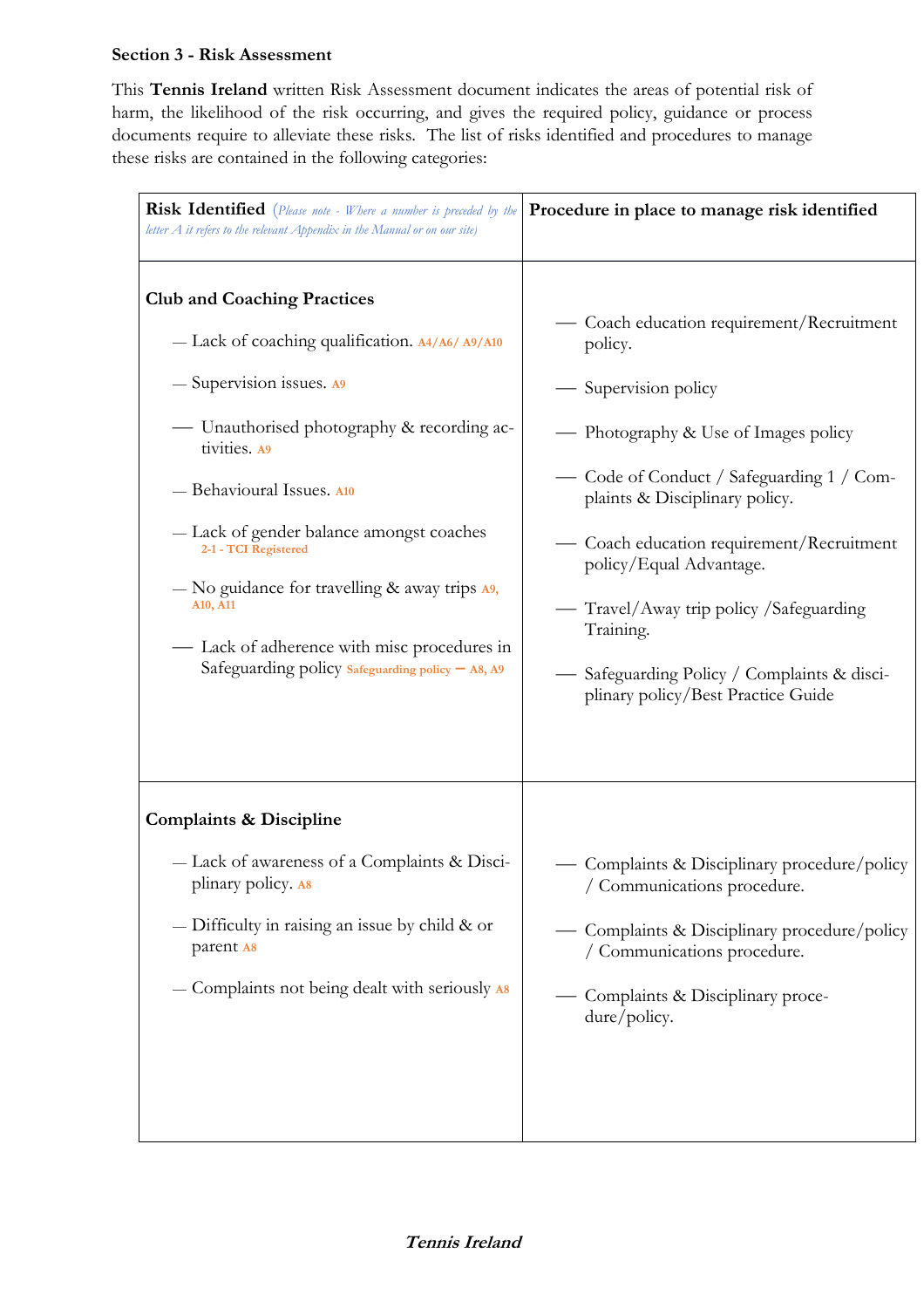**Section 3 - Risk Assessment**

This **Tennis Ireland** written Risk Assessment document indicates the areas of potential risk of harm, the likelihood of the risk occurring, and gives the required policy, guidance or process documents require to alleviate these risks. The list of risks identified and procedures to manage these risks are contained in the following categories:

| **Risk Identified** *(Please note - Where a number is preceded by the letter A it refers to the relevant Appendix in the Manual or on our site)* | **Procedure in place to manage risk identified** |
|---|---|
| **Club and Coaching Practices** | |
| — Lack of coaching qualification. A4/A6/ A9/A10 | — Coach education requirement/Recruitment policy. |
| — Supervision issues. A9 | — Supervision policy |
| — Unauthorised photography & recording activities. A9 | — Photography & Use of Images policy |
| — Behavioural Issues. A10 | — Code of Conduct / Safeguarding 1 / Complaints & Disciplinary policy. |
| — Lack of gender balance amongst coaches 2-1 - TCI Registered | — Coach education requirement/Recruitment policy/Equal Advantage. |
| — No guidance for travelling & away trips A9, A10, A11 | — Travel/Away trip policy /Safeguarding Training. |
| — Lack of adherence with misc procedures in Safeguarding policy Safeguarding policy – A8, A9 | — Safeguarding Policy / Complaints & disciplinary policy/Best Practice Guide |
| **Complaints & Discipline** | |
| — Lack of awareness of a Complaints & Disciplinary policy. A8 | — Complaints & Disciplinary procedure/policy / Communications procedure. |
| — Difficulty in raising an issue by child & or parent A8 | — Complaints & Disciplinary procedure/policy / Communications procedure. |
| — Complaints not being dealt with seriously A8 | — Complaints & Disciplinary procedure/policy. |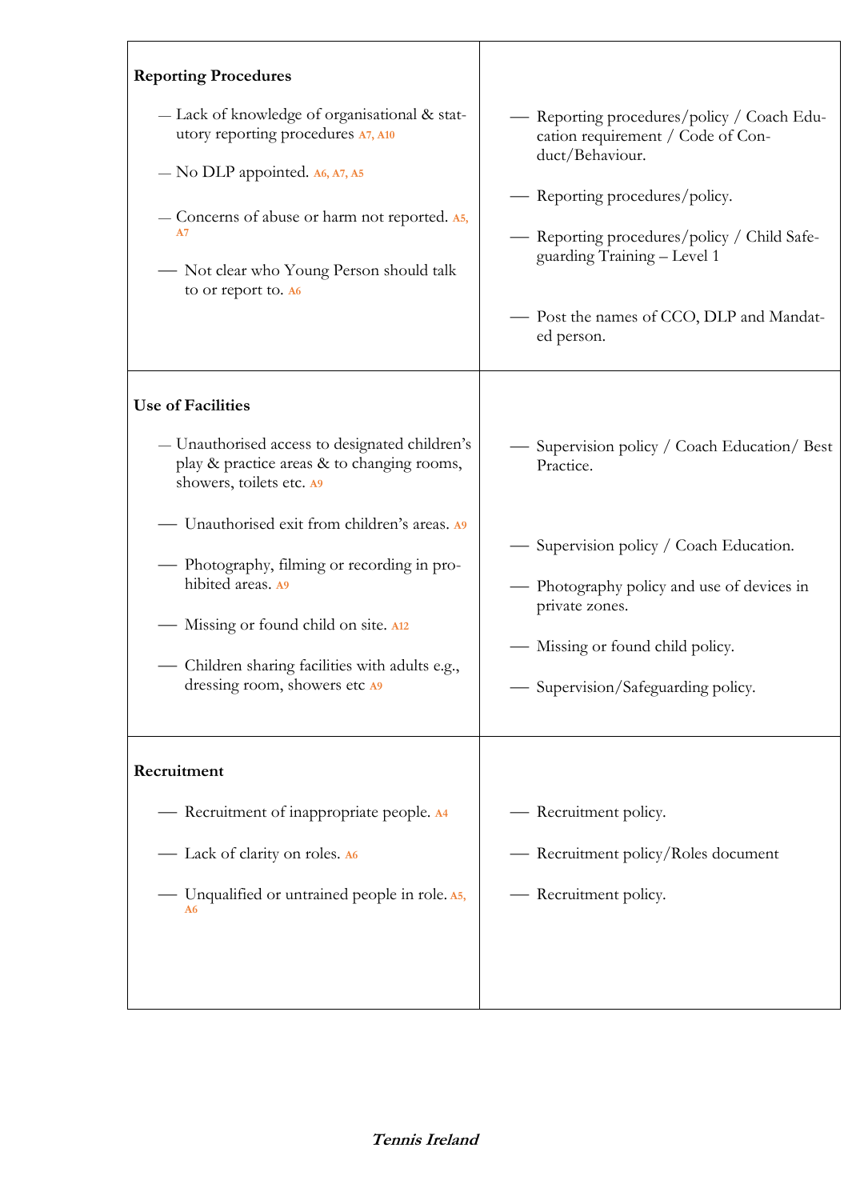| | |
|---|---|
| **Reporting Procedures**<br><br>— Lack of knowledge of organisational & statutory reporting procedures A7, A10<br><br>— No DLP appointed. A6, A7, A5<br><br>— Concerns of abuse or harm not reported. A5, A7<br><br>— Not clear who Young Person should talk to or report to. A6 | — Reporting procedures/policy / Coach Education requirement / Code of Conduct/Behaviour.<br><br>— Reporting procedures/policy.<br><br>— Reporting procedures/policy / Child Safeguarding Training – Level 1<br><br>— Post the names of CCO, DLP and Mandated person. |
| **Use of Facilities**<br><br>— Unauthorised access to designated children's play & practice areas & to changing rooms, showers, toilets etc. A9<br><br>— Unauthorised exit from children's areas. A9<br><br>— Photography, filming or recording in prohibited areas. A9<br><br>— Missing or found child on site. A12<br><br>— Children sharing facilities with adults e.g., dressing room, showers etc A9 | — Supervision policy / Coach Education/ Best Practice.<br><br>— Supervision policy / Coach Education.<br><br>— Photography policy and use of devices in private zones.<br><br>— Missing or found child policy.<br><br>— Supervision/Safeguarding policy. |
| **Recruitment**<br><br>— Recruitment of inappropriate people. A4<br><br>— Lack of clarity on roles. A6<br><br>— Unqualified or untrained people in role. A5, A6 | — Recruitment policy.<br><br>— Recruitment policy/Roles document<br><br>— Recruitment policy. |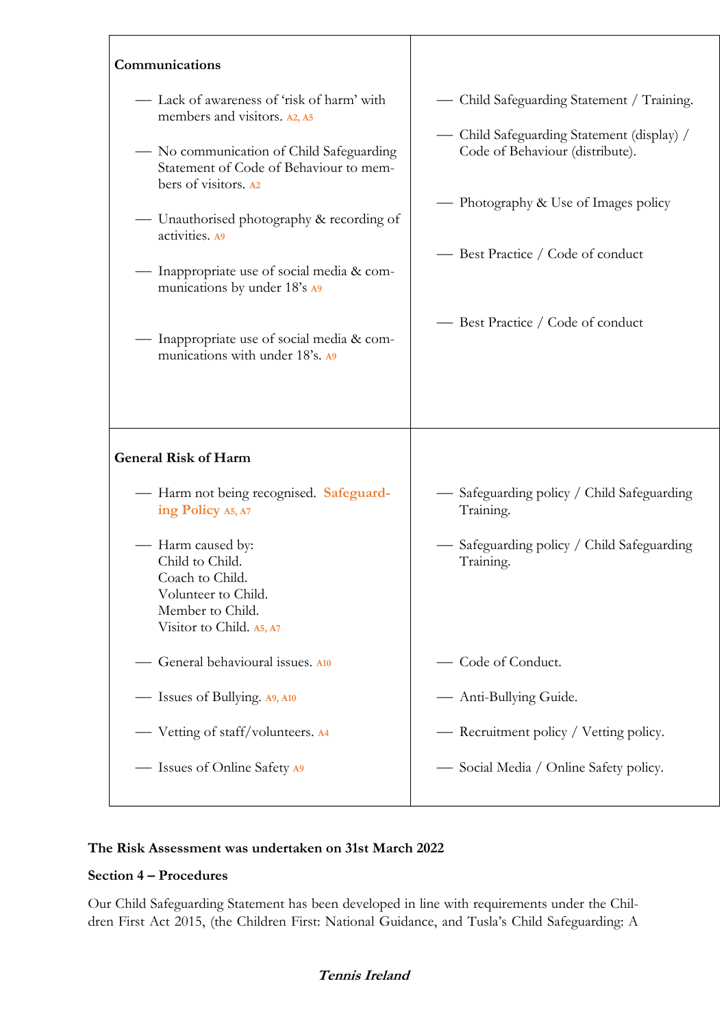| | |
|---|---|
| **Communications**<br><br>— Lack of awareness of 'risk of harm' with members and visitors. A2, A5<br><br>— No communication of Child Safeguarding Statement of Code of Behaviour to members of visitors. A2<br><br>— Unauthorised photography & recording of activities. A9<br><br>— Inappropriate use of social media & communications by under 18's A9<br><br>— Inappropriate use of social media & communications with under 18's. A9 | — Child Safeguarding Statement / Training.<br><br>— Child Safeguarding Statement (display) / Code of Behaviour (distribute).<br><br>— Photography & Use of Images policy<br><br>— Best Practice / Code of conduct<br><br>— Best Practice / Code of conduct |
| **General Risk of Harm**<br><br>— Harm not being recognised. **Safeguarding Policy** A5, A7<br><br>— Harm caused by:<br>Child to Child.<br>Coach to Child.<br>Volunteer to Child.<br>Member to Child.<br>Visitor to Child. A5, A7<br><br>— General behavioural issues. A10<br><br>— Issues of Bullying. A9, A10<br><br>— Vetting of staff/volunteers. A4<br><br>— Issues of Online Safety A9 | — Safeguarding policy / Child Safeguarding Training.<br><br>— Safeguarding policy / Child Safeguarding Training.<br><br>— Code of Conduct.<br><br>— Anti-Bullying Guide.<br><br>— Recruitment policy / Vetting policy.<br><br>— Social Media / Online Safety policy. |

**The Risk Assessment was undertaken on 31st March 2022**

**Section 4 – Procedures**

Our Child Safeguarding Statement has been developed in line with requirements under the Children First Act 2015, (the Children First: National Guidance, and Tusla's Child Safeguarding: A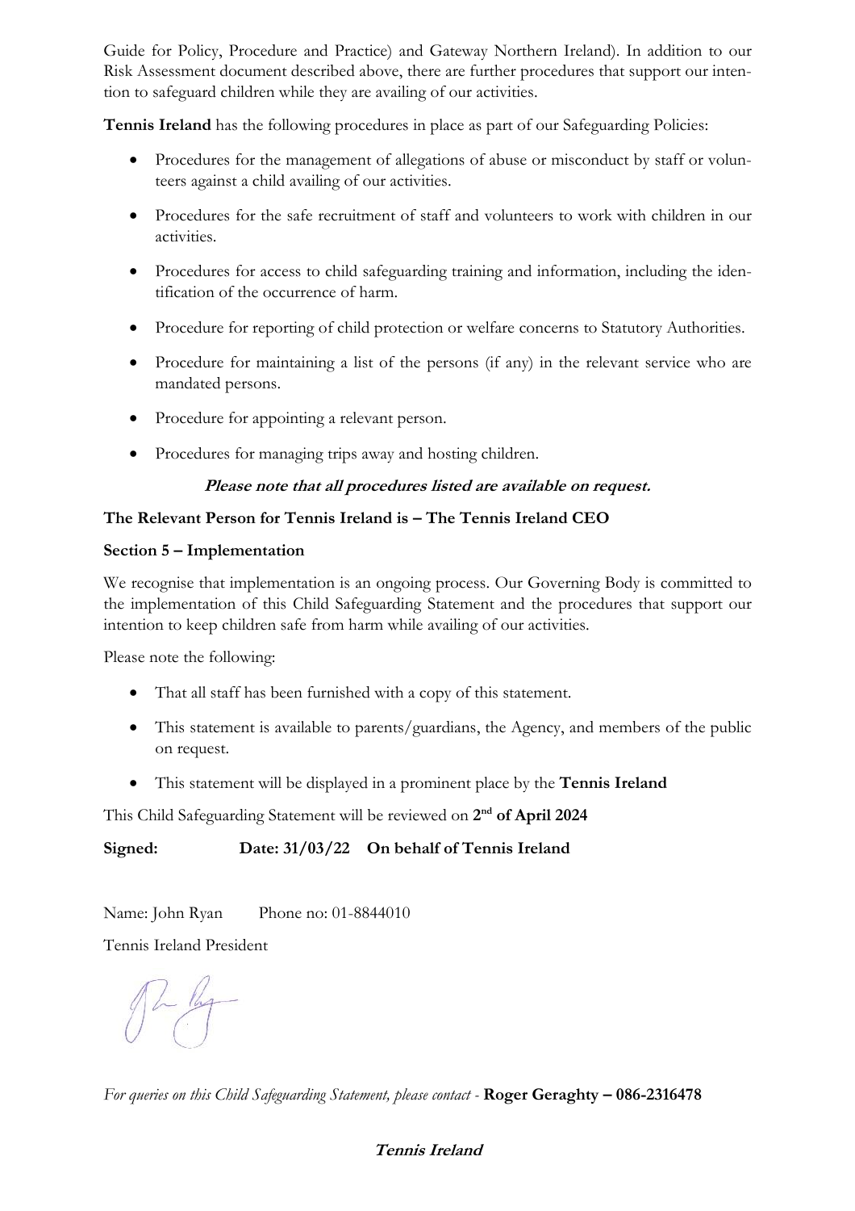Guide for Policy, Procedure and Practice) and Gateway Northern Ireland). In addition to our Risk Assessment document described above, there are further procedures that support our intention to safeguard children while they are availing of our activities.

**Tennis Ireland** has the following procedures in place as part of our Safeguarding Policies:

- Procedures for the management of allegations of abuse or misconduct by staff or volunteers against a child availing of our activities.
- Procedures for the safe recruitment of staff and volunteers to work with children in our activities.
- Procedures for access to child safeguarding training and information, including the identification of the occurrence of harm.
- Procedure for reporting of child protection or welfare concerns to Statutory Authorities.
- Procedure for maintaining a list of the persons (if any) in the relevant service who are mandated persons.
- Procedure for appointing a relevant person.
- Procedures for managing trips away and hosting children.

***Please note that all procedures listed are available on request.***

**The Relevant Person for Tennis Ireland is – The Tennis Ireland CEO**

**Section 5 – Implementation**

We recognise that implementation is an ongoing process. Our Governing Body is committed to the implementation of this Child Safeguarding Statement and the procedures that support our intention to keep children safe from harm while availing of our activities.

Please note the following:

- That all staff has been furnished with a copy of this statement.
- This statement is available to parents/guardians, the Agency, and members of the public on request.
- This statement will be displayed in a prominent place by the **Tennis Ireland**

This Child Safeguarding Statement will be reviewed on **2nd of April 2024**

**Signed:** **Date: 31/03/22** **On behalf of Tennis Ireland**

Name: John Ryan Phone no: 01-8844010

Tennis Ireland President

*For queries on this Child Safeguarding Statement, please contact -* **Roger Geraghty – 086-2316478**

***Tennis Ireland***